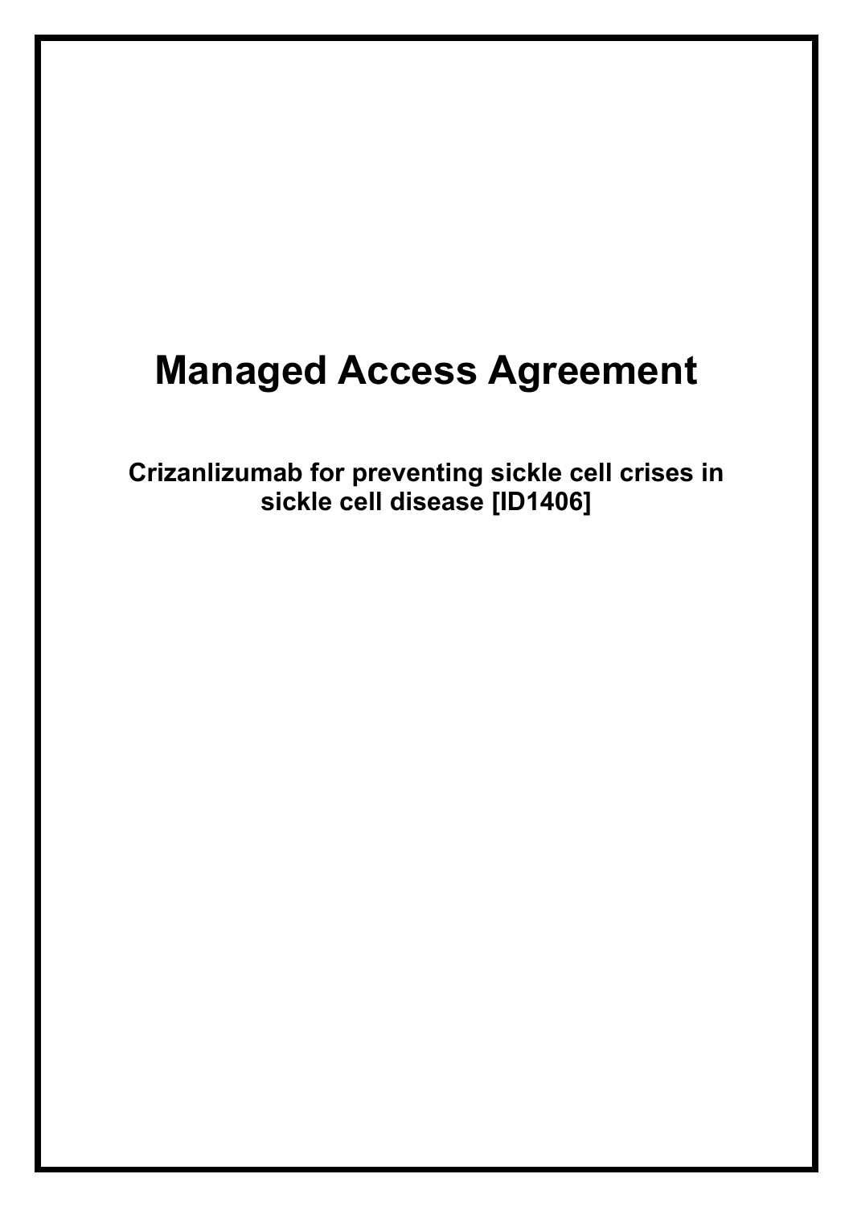# Managed Access Agreement

**Crizanlizumab for preventing sickle cell crises in sickle cell disease [ID1406]**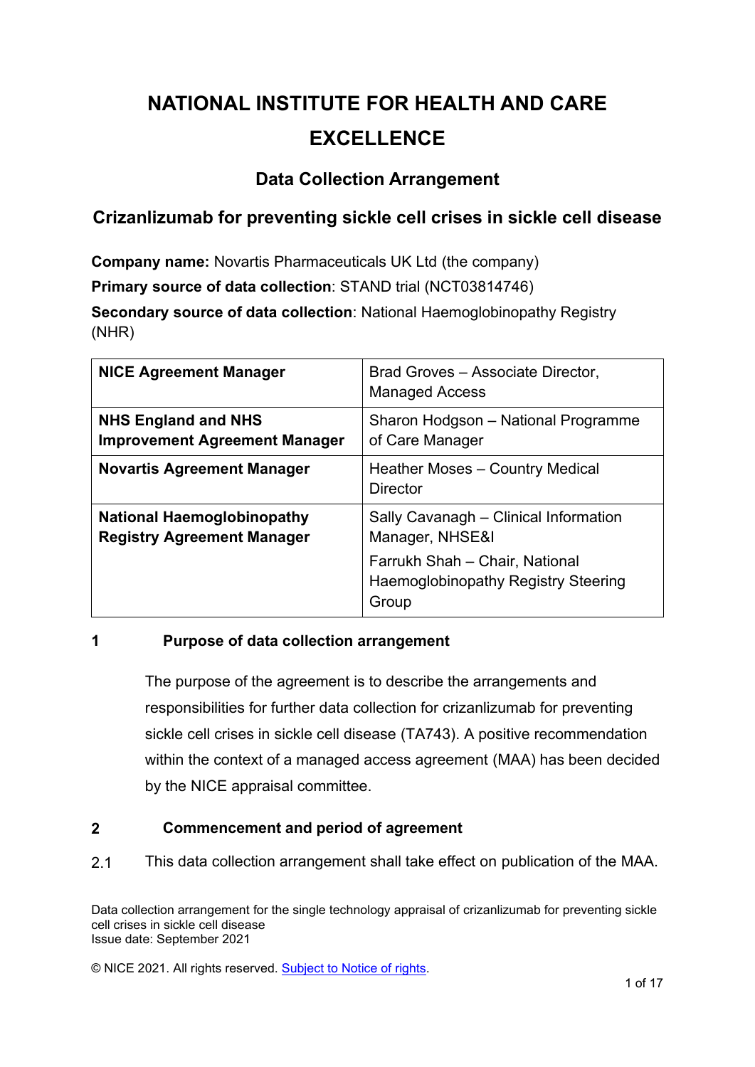# NATIONAL INSTITUTE FOR HEALTH AND CARE EXCELLENCE

## Data Collection Arrangement

## Crizanlizumab for preventing sickle cell crises in sickle cell disease

**Company name:** Novartis Pharmaceuticals UK Ltd (the company)

**Primary source of data collection**: STAND trial (NCT03814746)

**Secondary source of data collection**: National Haemoglobinopathy Registry (NHR)

| | |
|---|---|
| **NICE Agreement Manager** | Brad Groves – Associate Director, Managed Access |
| **NHS England and NHS Improvement Agreement Manager** | Sharon Hodgson – National Programme of Care Manager |
| **Novartis Agreement Manager** | Heather Moses – Country Medical Director |
| **National Haemoglobinopathy Registry Agreement Manager** | Sally Cavanagh – Clinical Information Manager, NHSE&I<br>Farrukh Shah – Chair, National Haemoglobinopathy Registry Steering Group |

### 1 Purpose of data collection arrangement

The purpose of the agreement is to describe the arrangements and responsibilities for further data collection for crizanlizumab for preventing sickle cell crises in sickle cell disease (TA743). A positive recommendation within the context of a managed access agreement (MAA) has been decided by the NICE appraisal committee.

### 2 Commencement and period of agreement

2.1 This data collection arrangement shall take effect on publication of the MAA.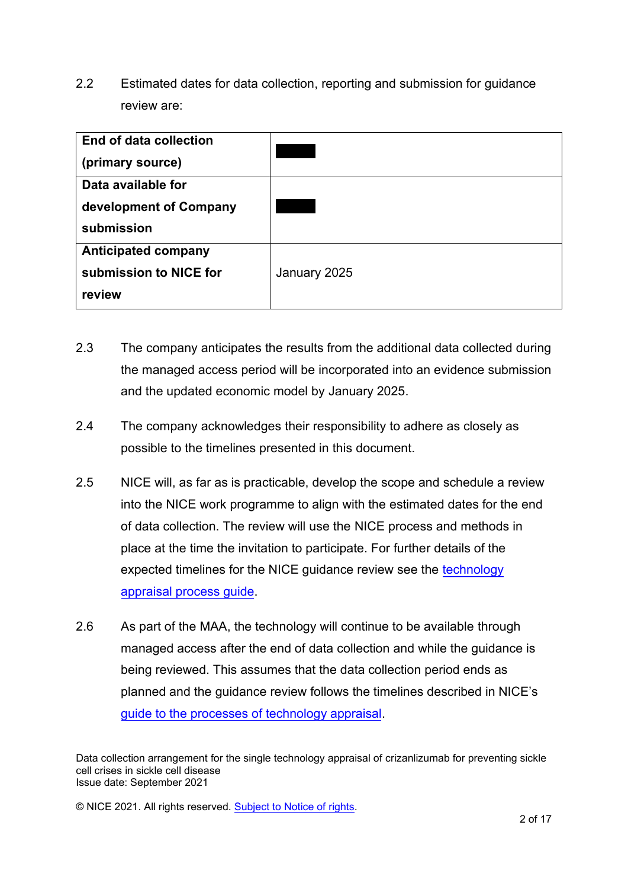2.2 Estimated dates for data collection, reporting and submission for guidance review are:

| | |
|---|---|
| **End of data collection (primary source)** | ████ |
| **Data available for development of Company submission** | ████ |
| **Anticipated company submission to NICE for review** | January 2025 |

2.3 The company anticipates the results from the additional data collected during the managed access period will be incorporated into an evidence submission and the updated economic model by January 2025.

2.4 The company acknowledges their responsibility to adhere as closely as possible to the timelines presented in this document.

2.5 NICE will, as far as is practicable, develop the scope and schedule a review into the NICE work programme to align with the estimated dates for the end of data collection. The review will use the NICE process and methods in place at the time the invitation to participate. For further details of the expected timelines for the NICE guidance review see the technology appraisal process guide.

2.6 As part of the MAA, the technology will continue to be available through managed access after the end of data collection and while the guidance is being reviewed. This assumes that the data collection period ends as planned and the guidance review follows the timelines described in NICE's guide to the processes of technology appraisal.

Data collection arrangement for the single technology appraisal of crizanlizumab for preventing sickle cell crises in sickle cell disease
Issue date: September 2021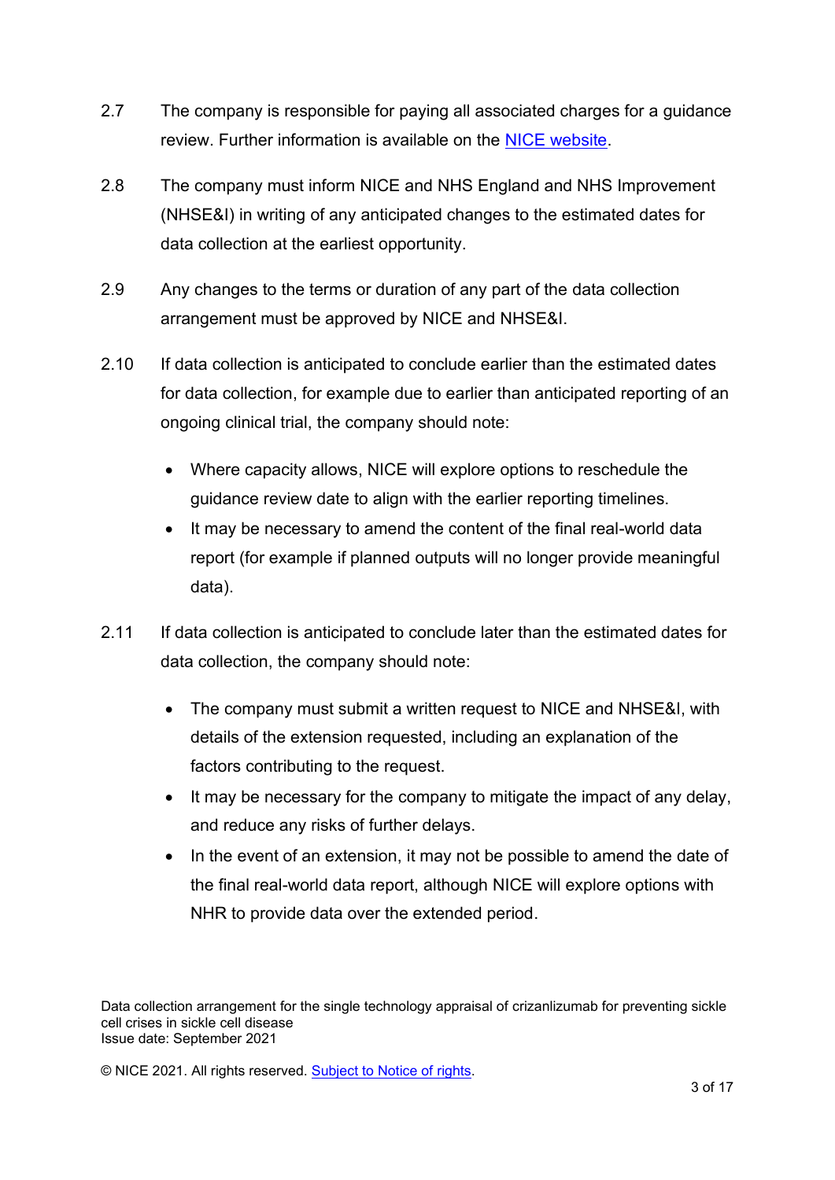2.7 The company is responsible for paying all associated charges for a guidance review. Further information is available on the [NICE website](NICE website).

2.8 The company must inform NICE and NHS England and NHS Improvement (NHSE&I) in writing of any anticipated changes to the estimated dates for data collection at the earliest opportunity.

2.9 Any changes to the terms or duration of any part of the data collection arrangement must be approved by NICE and NHSE&I.

2.10 If data collection is anticipated to conclude earlier than the estimated dates for data collection, for example due to earlier than anticipated reporting of an ongoing clinical trial, the company should note:

- Where capacity allows, NICE will explore options to reschedule the guidance review date to align with the earlier reporting timelines.
- It may be necessary to amend the content of the final real-world data report (for example if planned outputs will no longer provide meaningful data).

2.11 If data collection is anticipated to conclude later than the estimated dates for data collection, the company should note:

- The company must submit a written request to NICE and NHSE&I, with details of the extension requested, including an explanation of the factors contributing to the request.
- It may be necessary for the company to mitigate the impact of any delay, and reduce any risks of further delays.
- In the event of an extension, it may not be possible to amend the date of the final real-world data report, although NICE will explore options with NHR to provide data over the extended period.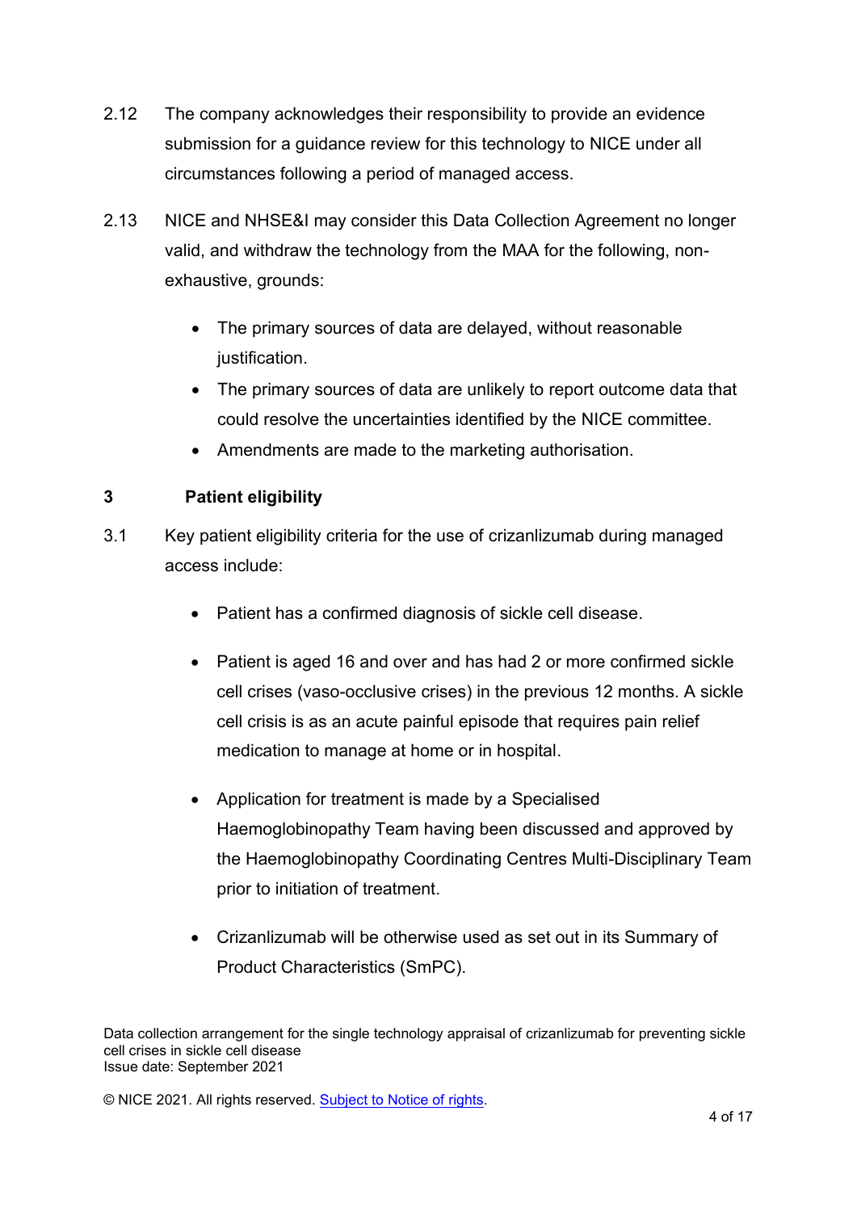2.12 The company acknowledges their responsibility to provide an evidence submission for a guidance review for this technology to NICE under all circumstances following a period of managed access.

2.13 NICE and NHSE&I may consider this Data Collection Agreement no longer valid, and withdraw the technology from the MAA for the following, non-exhaustive, grounds:

- The primary sources of data are delayed, without reasonable justification.
- The primary sources of data are unlikely to report outcome data that could resolve the uncertainties identified by the NICE committee.
- Amendments are made to the marketing authorisation.

## 3 Patient eligibility

3.1 Key patient eligibility criteria for the use of crizanlizumab during managed access include:

- Patient has a confirmed diagnosis of sickle cell disease.
- Patient is aged 16 and over and has had 2 or more confirmed sickle cell crises (vaso-occlusive crises) in the previous 12 months. A sickle cell crisis is as an acute painful episode that requires pain relief medication to manage at home or in hospital.
- Application for treatment is made by a Specialised Haemoglobinopathy Team having been discussed and approved by the Haemoglobinopathy Coordinating Centres Multi-Disciplinary Team prior to initiation of treatment.
- Crizanlizumab will be otherwise used as set out in its Summary of Product Characteristics (SmPC).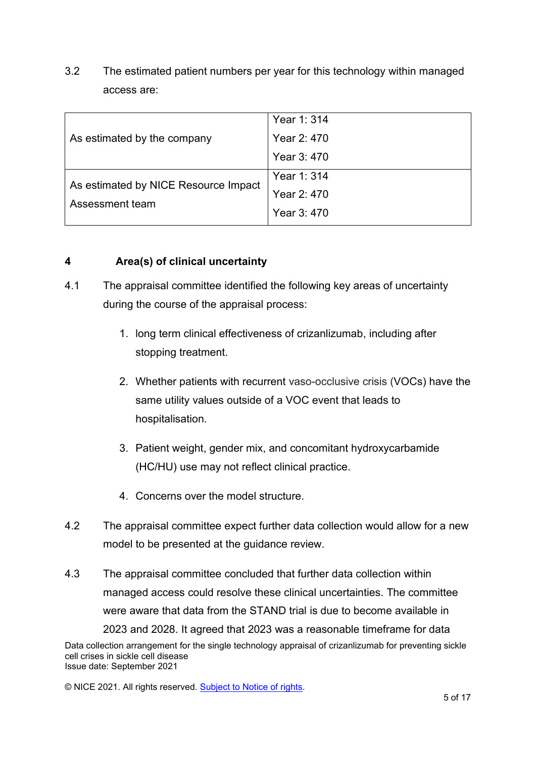3.2 The estimated patient numbers per year for this technology within managed access are:

| | |
|---|---|
| As estimated by the company | Year 1: 314<br>Year 2: 470<br>Year 3: 470 |
| As estimated by NICE Resource Impact Assessment team | Year 1: 314<br>Year 2: 470<br>Year 3: 470 |

## 4 Area(s) of clinical uncertainty

4.1 The appraisal committee identified the following key areas of uncertainty during the course of the appraisal process:

1. long term clinical effectiveness of crizanlizumab, including after stopping treatment.
2. Whether patients with recurrent vaso-occlusive crisis (VOCs) have the same utility values outside of a VOC event that leads to hospitalisation.
3. Patient weight, gender mix, and concomitant hydroxycarbamide (HC/HU) use may not reflect clinical practice.
4. Concerns over the model structure.

4.2 The appraisal committee expect further data collection would allow for a new model to be presented at the guidance review.

4.3 The appraisal committee concluded that further data collection within managed access could resolve these clinical uncertainties. The committee were aware that data from the STAND trial is due to become available in 2023 and 2028. It agreed that 2023 was a reasonable timeframe for data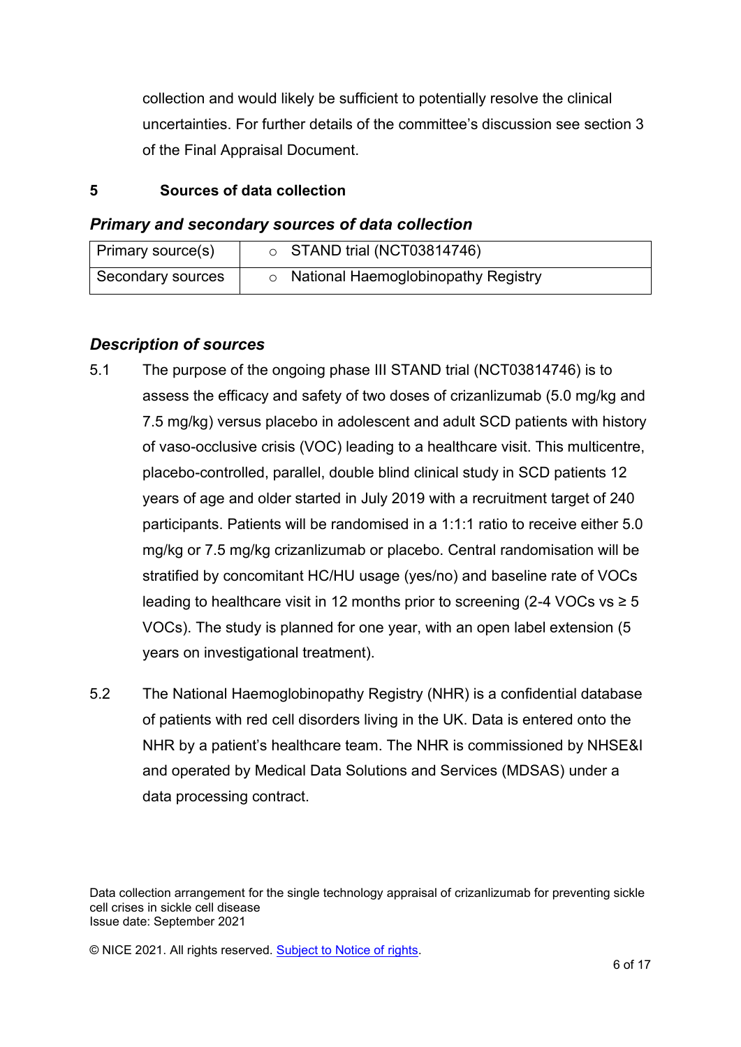collection and would likely be sufficient to potentially resolve the clinical uncertainties. For further details of the committee's discussion see section 3 of the Final Appraisal Document.

## 5 Sources of data collection

### *Primary and secondary sources of data collection*

| Primary source(s) | ○ STAND trial (NCT03814746) |
|---|---|
| Secondary sources | ○ National Haemoglobinopathy Registry |

### *Description of sources*

5.1 The purpose of the ongoing phase III STAND trial (NCT03814746) is to assess the efficacy and safety of two doses of crizanlizumab (5.0 mg/kg and 7.5 mg/kg) versus placebo in adolescent and adult SCD patients with history of vaso-occlusive crisis (VOC) leading to a healthcare visit. This multicentre, placebo-controlled, parallel, double blind clinical study in SCD patients 12 years of age and older started in July 2019 with a recruitment target of 240 participants. Patients will be randomised in a 1:1:1 ratio to receive either 5.0 mg/kg or 7.5 mg/kg crizanlizumab or placebo. Central randomisation will be stratified by concomitant HC/HU usage (yes/no) and baseline rate of VOCs leading to healthcare visit in 12 months prior to screening (2-4 VOCs vs ≥ 5 VOCs). The study is planned for one year, with an open label extension (5 years on investigational treatment).

5.2 The National Haemoglobinopathy Registry (NHR) is a confidential database of patients with red cell disorders living in the UK. Data is entered onto the NHR by a patient's healthcare team. The NHR is commissioned by NHSE&I and operated by Medical Data Solutions and Services (MDSAS) under a data processing contract.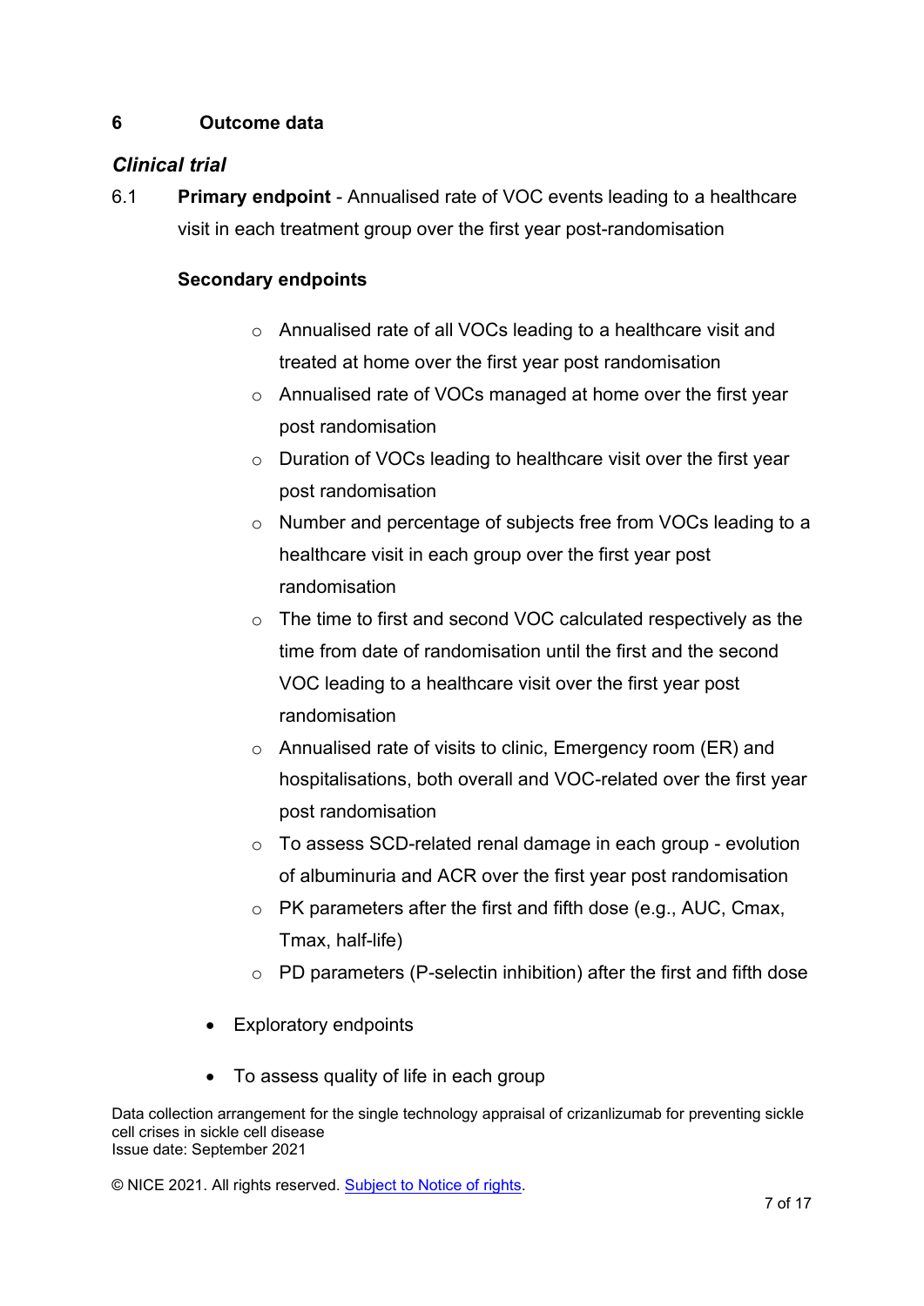## 6 Outcome data

### *Clinical trial*

6.1 **Primary endpoint** - Annualised rate of VOC events leading to a healthcare visit in each treatment group over the first year post-randomisation

**Secondary endpoints**

- Annualised rate of all VOCs leading to a healthcare visit and treated at home over the first year post randomisation
- Annualised rate of VOCs managed at home over the first year post randomisation
- Duration of VOCs leading to healthcare visit over the first year post randomisation
- Number and percentage of subjects free from VOCs leading to a healthcare visit in each group over the first year post randomisation
- The time to first and second VOC calculated respectively as the time from date of randomisation until the first and the second VOC leading to a healthcare visit over the first year post randomisation
- Annualised rate of visits to clinic, Emergency room (ER) and hospitalisations, both overall and VOC-related over the first year post randomisation
- To assess SCD-related renal damage in each group - evolution of albuminuria and ACR over the first year post randomisation
- PK parameters after the first and fifth dose (e.g., AUC, Cmax, Tmax, half-life)
- PD parameters (P-selectin inhibition) after the first and fifth dose

- Exploratory endpoints
- To assess quality of life in each group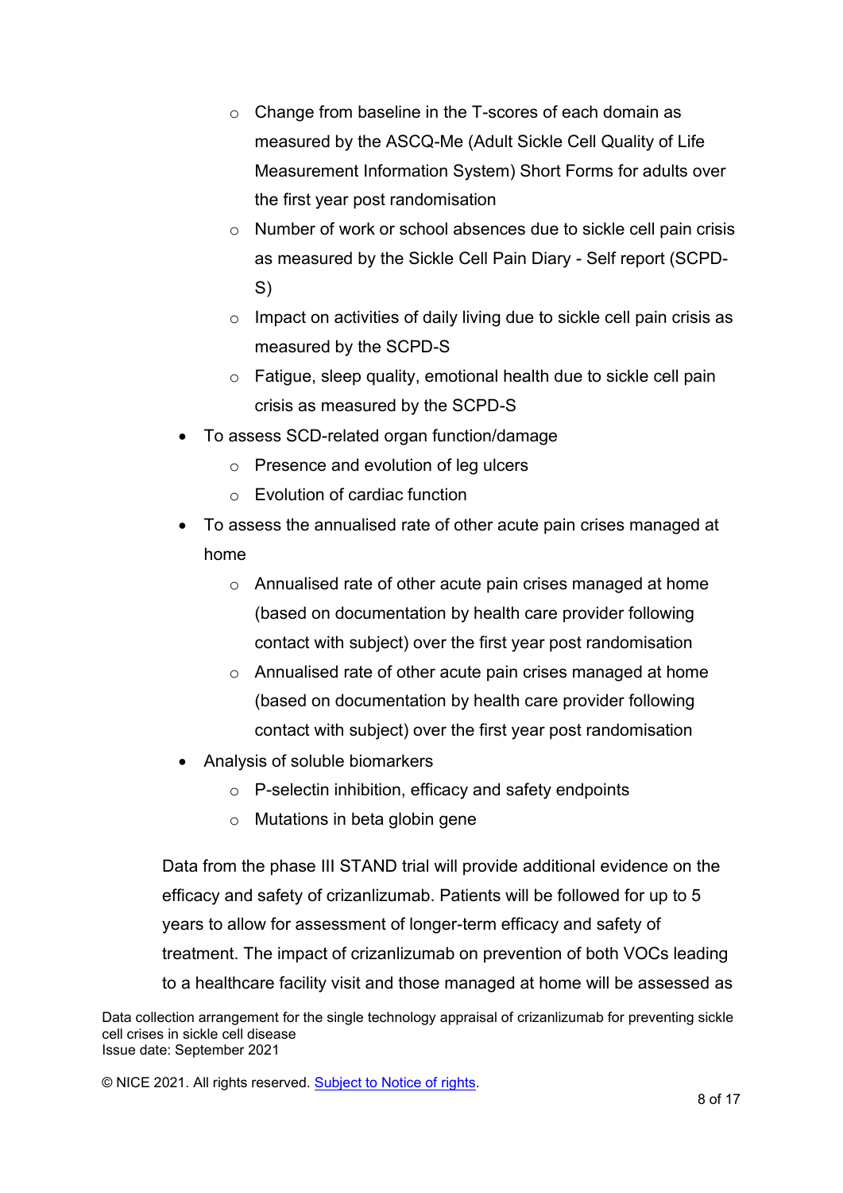- Change from baseline in the T-scores of each domain as measured by the ASCQ-Me (Adult Sickle Cell Quality of Life Measurement Information System) Short Forms for adults over the first year post randomisation
  - Number of work or school absences due to sickle cell pain crisis as measured by the Sickle Cell Pain Diary - Self report (SCPD-S)
  - Impact on activities of daily living due to sickle cell pain crisis as measured by the SCPD-S
  - Fatigue, sleep quality, emotional health due to sickle cell pain crisis as measured by the SCPD-S
- To assess SCD-related organ function/damage
  - Presence and evolution of leg ulcers
  - Evolution of cardiac function
- To assess the annualised rate of other acute pain crises managed at home
  - Annualised rate of other acute pain crises managed at home (based on documentation by health care provider following contact with subject) over the first year post randomisation
  - Annualised rate of other acute pain crises managed at home (based on documentation by health care provider following contact with subject) over the first year post randomisation
- Analysis of soluble biomarkers
  - P-selectin inhibition, efficacy and safety endpoints
  - Mutations in beta globin gene

Data from the phase III STAND trial will provide additional evidence on the efficacy and safety of crizanlizumab. Patients will be followed for up to 5 years to allow for assessment of longer-term efficacy and safety of treatment. The impact of crizanlizumab on prevention of both VOCs leading to a healthcare facility visit and those managed at home will be assessed as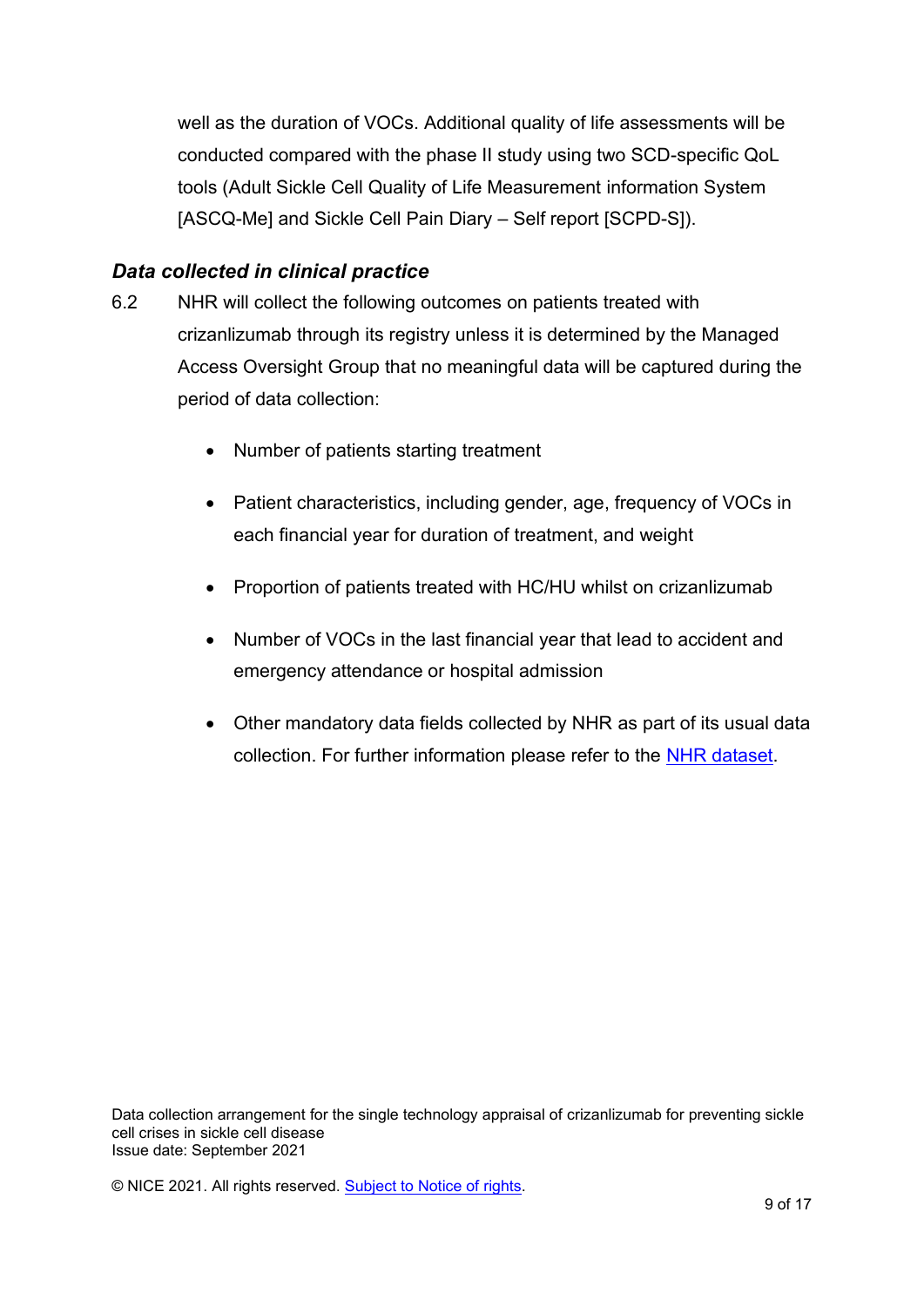well as the duration of VOCs. Additional quality of life assessments will be conducted compared with the phase II study using two SCD-specific QoL tools (Adult Sickle Cell Quality of Life Measurement information System [ASCQ-Me] and Sickle Cell Pain Diary – Self report [SCPD-S]).

### *Data collected in clinical practice*

6.2 NHR will collect the following outcomes on patients treated with crizanlizumab through its registry unless it is determined by the Managed Access Oversight Group that no meaningful data will be captured during the period of data collection:

- Number of patients starting treatment
- Patient characteristics, including gender, age, frequency of VOCs in each financial year for duration of treatment, and weight
- Proportion of patients treated with HC/HU whilst on crizanlizumab
- Number of VOCs in the last financial year that lead to accident and emergency attendance or hospital admission
- Other mandatory data fields collected by NHR as part of its usual data collection. For further information please refer to the NHR dataset.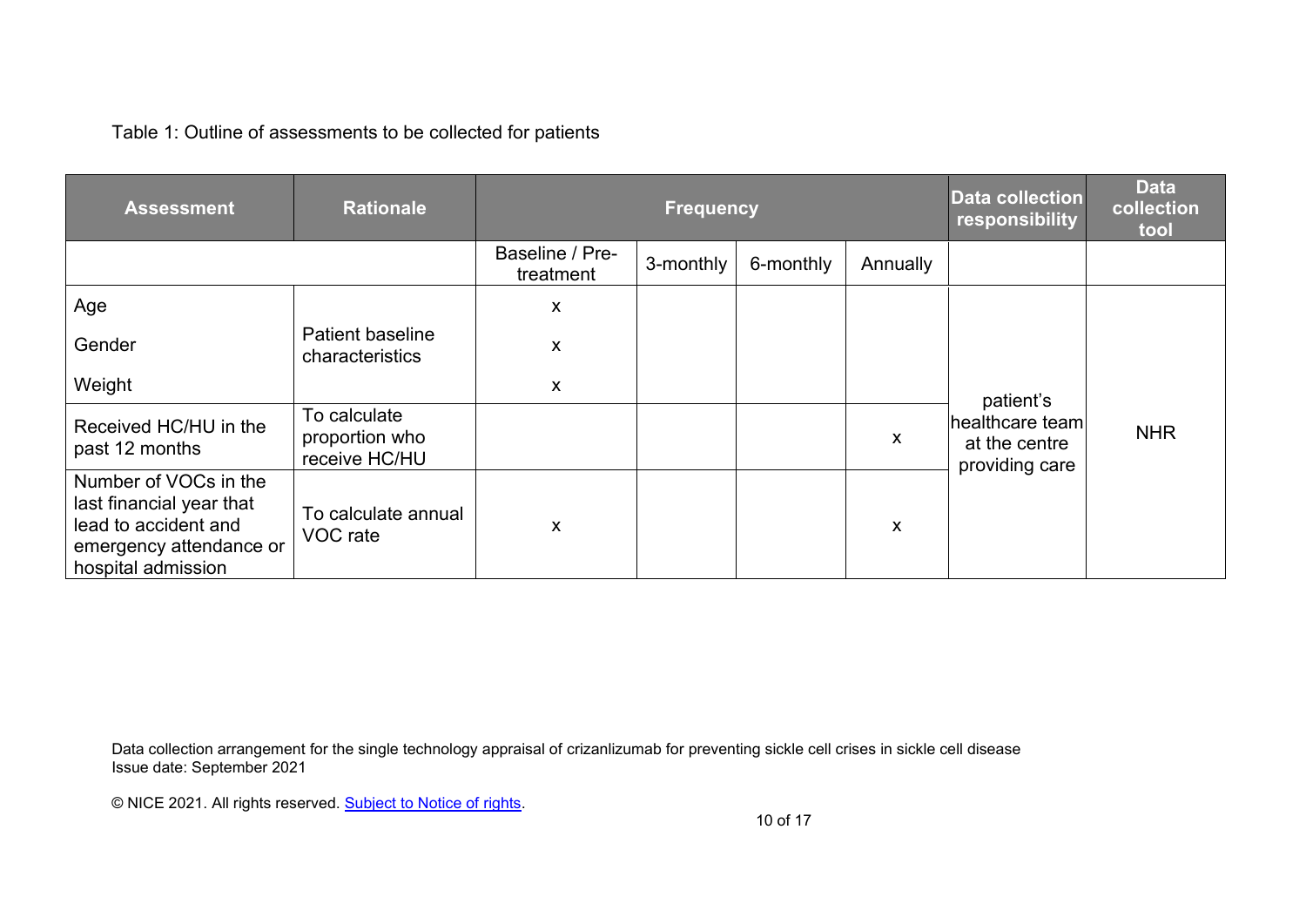Table 1: Outline of assessments to be collected for patients

| Assessment | Rationale | Frequency | | | | Data collection responsibility | Data collection tool |
|---|---|---|---|---|---|---|---|
| | | Baseline / Pre-treatment | 3-monthly | 6-monthly | Annually | | |
| Age | Patient baseline characteristics | x | | | | patient's healthcare team at the centre providing care | NHR |
| Gender | | x | | | | | |
| Weight | | x | | | | | |
| Received HC/HU in the past 12 months | To calculate proportion who receive HC/HU | | | | x | | |
| Number of VOCs in the last financial year that lead to accident and emergency attendance or hospital admission | To calculate annual VOC rate | x | | | x | | |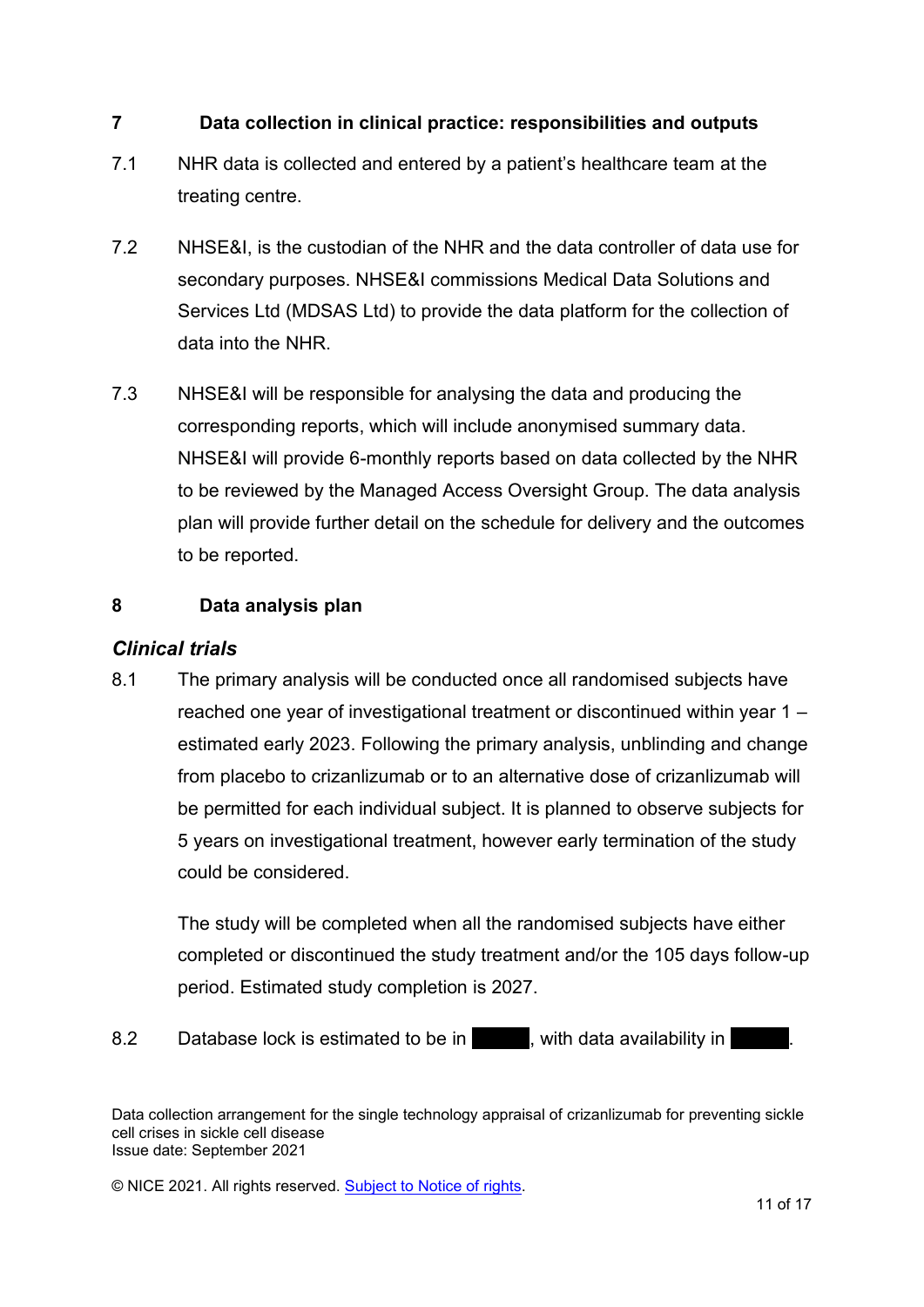## 7 Data collection in clinical practice: responsibilities and outputs

7.1 NHR data is collected and entered by a patient's healthcare team at the treating centre.

7.2 NHSE&I, is the custodian of the NHR and the data controller of data use for secondary purposes. NHSE&I commissions Medical Data Solutions and Services Ltd (MDSAS Ltd) to provide the data platform for the collection of data into the NHR.

7.3 NHSE&I will be responsible for analysing the data and producing the corresponding reports, which will include anonymised summary data. NHSE&I will provide 6-monthly reports based on data collected by the NHR to be reviewed by the Managed Access Oversight Group. The data analysis plan will provide further detail on the schedule for delivery and the outcomes to be reported.

## 8 Data analysis plan

### *Clinical trials*

8.1 The primary analysis will be conducted once all randomised subjects have reached one year of investigational treatment or discontinued within year 1 – estimated early 2023. Following the primary analysis, unblinding and change from placebo to crizanlizumab or to an alternative dose of crizanlizumab will be permitted for each individual subject. It is planned to observe subjects for 5 years on investigational treatment, however early termination of the study could be considered.

The study will be completed when all the randomised subjects have either completed or discontinued the study treatment and/or the 105 days follow-up period. Estimated study completion is 2027.

8.2 Database lock is estimated to be in ██████, with data availability in ██████.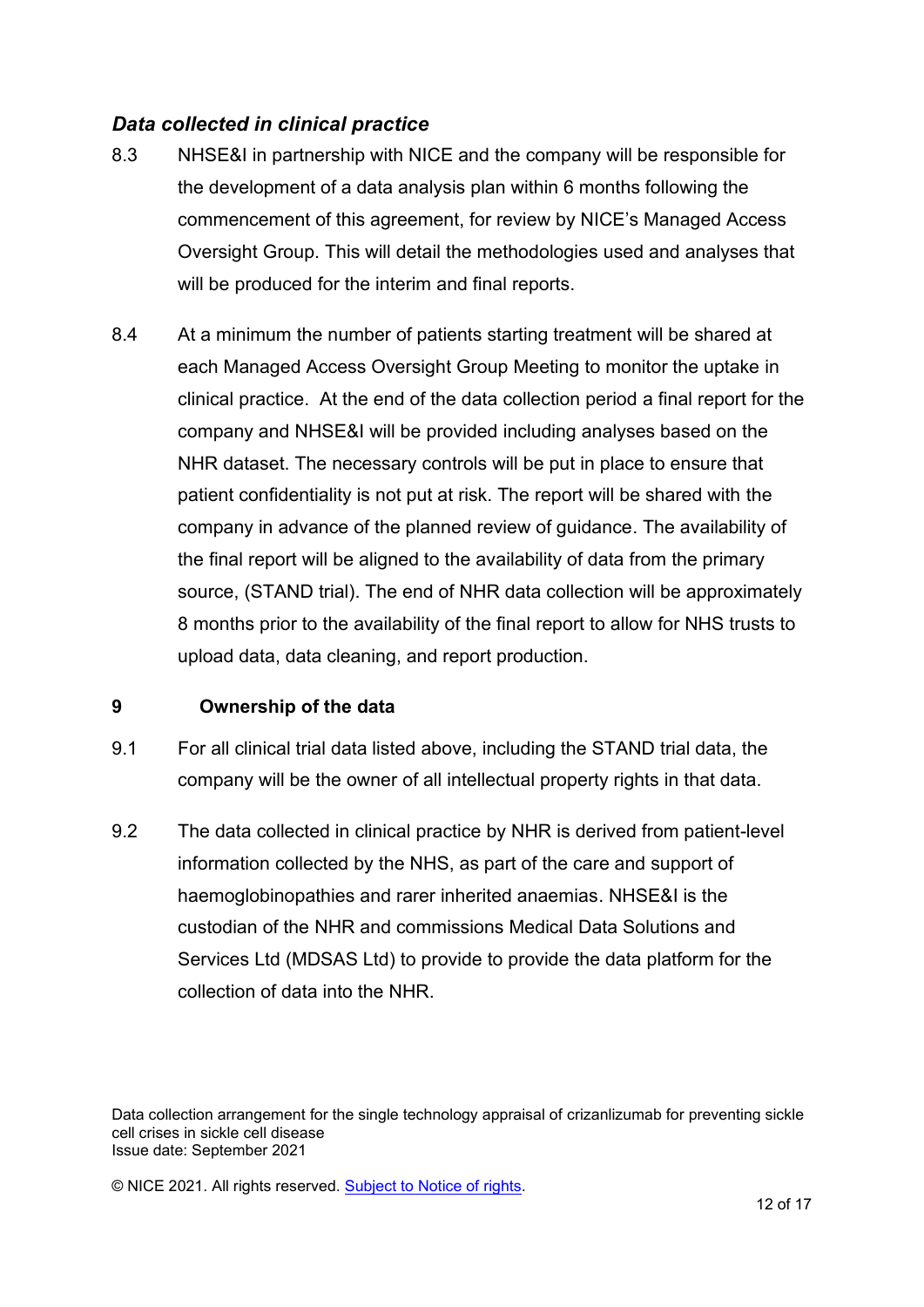### *Data collected in clinical practice*

8.3 NHSE&I in partnership with NICE and the company will be responsible for the development of a data analysis plan within 6 months following the commencement of this agreement, for review by NICE's Managed Access Oversight Group. This will detail the methodologies used and analyses that will be produced for the interim and final reports.

8.4 At a minimum the number of patients starting treatment will be shared at each Managed Access Oversight Group Meeting to monitor the uptake in clinical practice. At the end of the data collection period a final report for the company and NHSE&I will be provided including analyses based on the NHR dataset. The necessary controls will be put in place to ensure that patient confidentiality is not put at risk. The report will be shared with the company in advance of the planned review of guidance. The availability of the final report will be aligned to the availability of data from the primary source, (STAND trial). The end of NHR data collection will be approximately 8 months prior to the availability of the final report to allow for NHS trusts to upload data, data cleaning, and report production.

## 9 Ownership of the data

9.1 For all clinical trial data listed above, including the STAND trial data, the company will be the owner of all intellectual property rights in that data.

9.2 The data collected in clinical practice by NHR is derived from patient-level information collected by the NHS, as part of the care and support of haemoglobinopathies and rarer inherited anaemias. NHSE&I is the custodian of the NHR and commissions Medical Data Solutions and Services Ltd (MDSAS Ltd) to provide to provide the data platform for the collection of data into the NHR.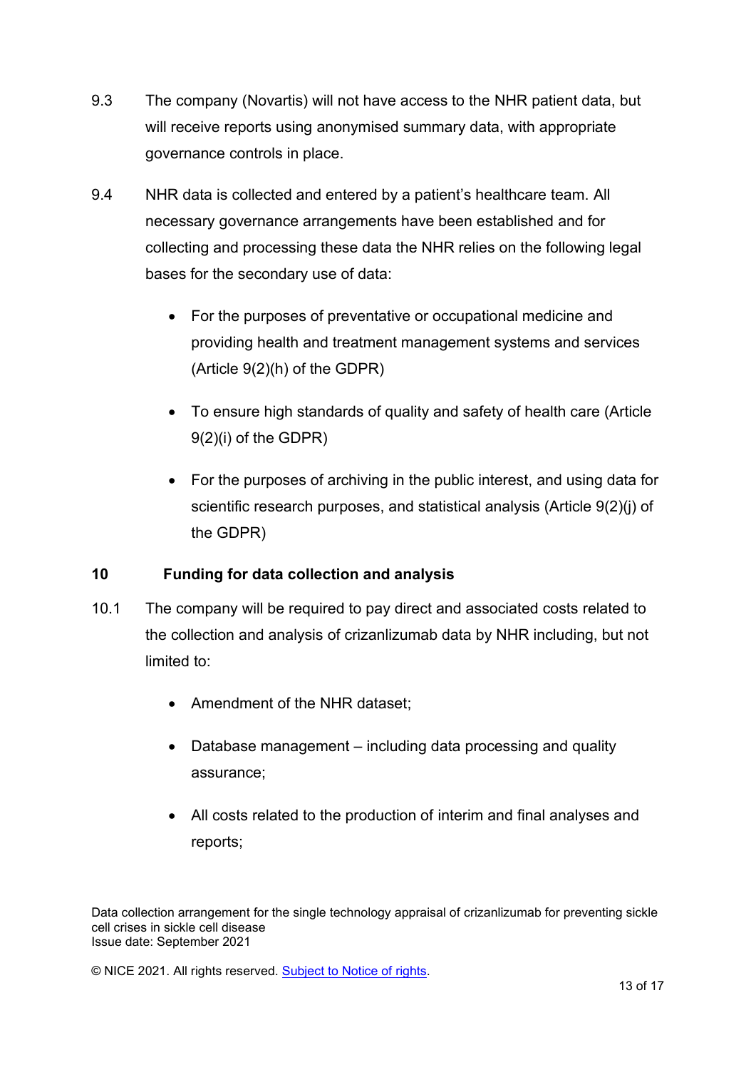9.3 The company (Novartis) will not have access to the NHR patient data, but will receive reports using anonymised summary data, with appropriate governance controls in place.

9.4 NHR data is collected and entered by a patient's healthcare team. All necessary governance arrangements have been established and for collecting and processing these data the NHR relies on the following legal bases for the secondary use of data:

- For the purposes of preventative or occupational medicine and providing health and treatment management systems and services (Article 9(2)(h) of the GDPR)
- To ensure high standards of quality and safety of health care (Article 9(2)(i) of the GDPR)
- For the purposes of archiving in the public interest, and using data for scientific research purposes, and statistical analysis (Article 9(2)(j) of the GDPR)

## 10 Funding for data collection and analysis

10.1 The company will be required to pay direct and associated costs related to the collection and analysis of crizanlizumab data by NHR including, but not limited to:

- Amendment of the NHR dataset;
- Database management – including data processing and quality assurance;
- All costs related to the production of interim and final analyses and reports;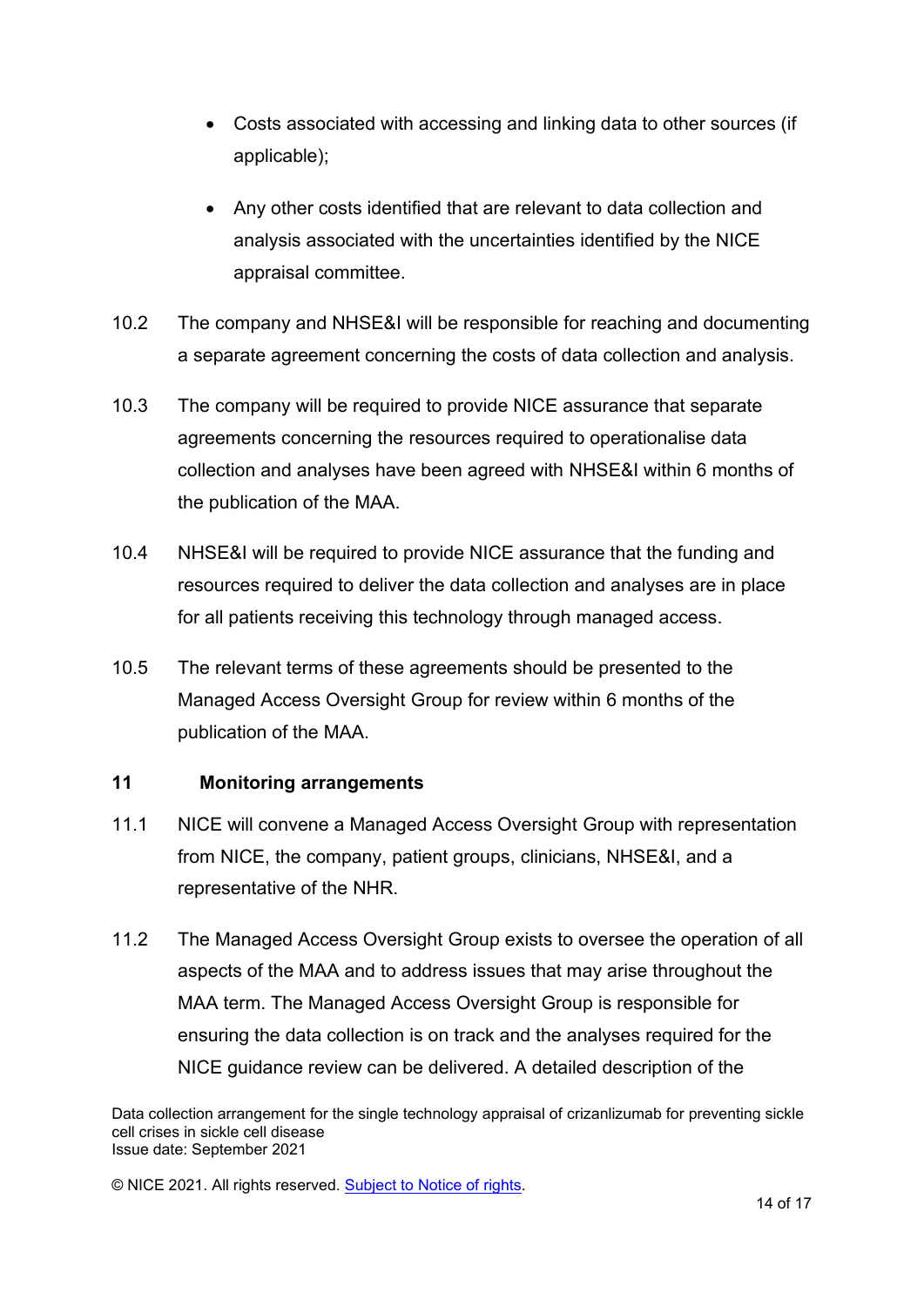- Costs associated with accessing and linking data to other sources (if applicable);
- Any other costs identified that are relevant to data collection and analysis associated with the uncertainties identified by the NICE appraisal committee.

10.2 The company and NHSE&I will be responsible for reaching and documenting a separate agreement concerning the costs of data collection and analysis.

10.3 The company will be required to provide NICE assurance that separate agreements concerning the resources required to operationalise data collection and analyses have been agreed with NHSE&I within 6 months of the publication of the MAA.

10.4 NHSE&I will be required to provide NICE assurance that the funding and resources required to deliver the data collection and analyses are in place for all patients receiving this technology through managed access.

10.5 The relevant terms of these agreements should be presented to the Managed Access Oversight Group for review within 6 months of the publication of the MAA.

## 11 Monitoring arrangements

11.1 NICE will convene a Managed Access Oversight Group with representation from NICE, the company, patient groups, clinicians, NHSE&I, and a representative of the NHR.

11.2 The Managed Access Oversight Group exists to oversee the operation of all aspects of the MAA and to address issues that may arise throughout the MAA term. The Managed Access Oversight Group is responsible for ensuring the data collection is on track and the analyses required for the NICE guidance review can be delivered. A detailed description of the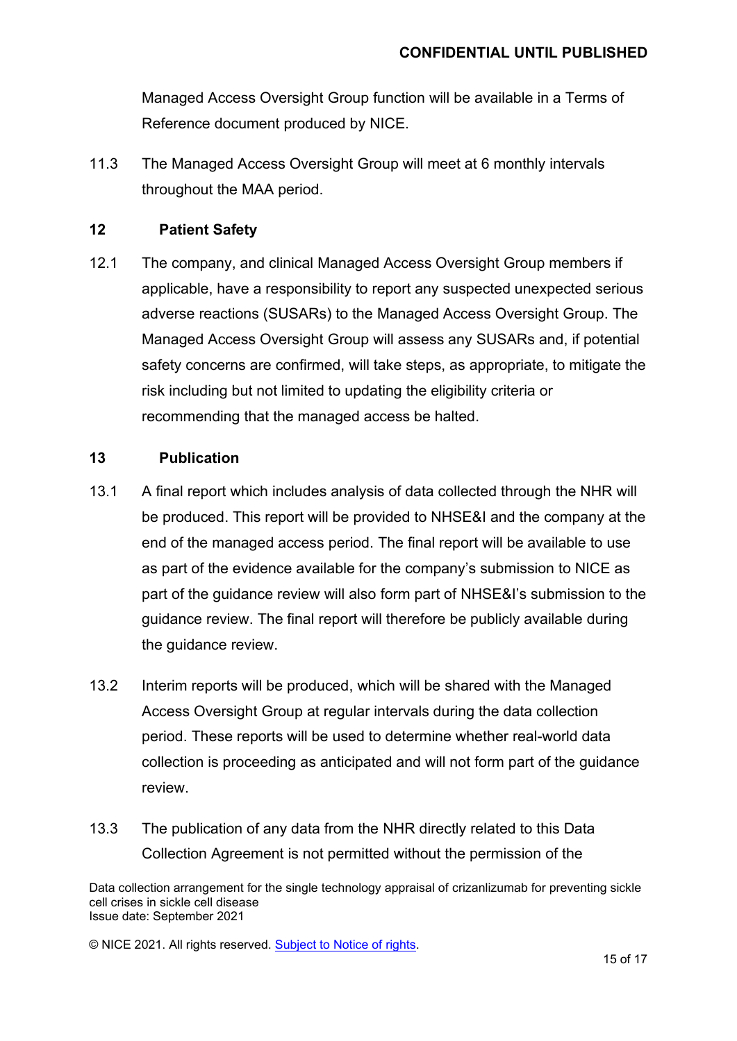Managed Access Oversight Group function will be available in a Terms of Reference document produced by NICE.

11.3 The Managed Access Oversight Group will meet at 6 monthly intervals throughout the MAA period.

## 12 Patient Safety

12.1 The company, and clinical Managed Access Oversight Group members if applicable, have a responsibility to report any suspected unexpected serious adverse reactions (SUSARs) to the Managed Access Oversight Group. The Managed Access Oversight Group will assess any SUSARs and, if potential safety concerns are confirmed, will take steps, as appropriate, to mitigate the risk including but not limited to updating the eligibility criteria or recommending that the managed access be halted.

## 13 Publication

13.1 A final report which includes analysis of data collected through the NHR will be produced. This report will be provided to NHSE&I and the company at the end of the managed access period. The final report will be available to use as part of the evidence available for the company's submission to NICE as part of the guidance review will also form part of NHSE&I's submission to the guidance review. The final report will therefore be publicly available during the guidance review.

13.2 Interim reports will be produced, which will be shared with the Managed Access Oversight Group at regular intervals during the data collection period. These reports will be used to determine whether real-world data collection is proceeding as anticipated and will not form part of the guidance review.

13.3 The publication of any data from the NHR directly related to this Data Collection Agreement is not permitted without the permission of the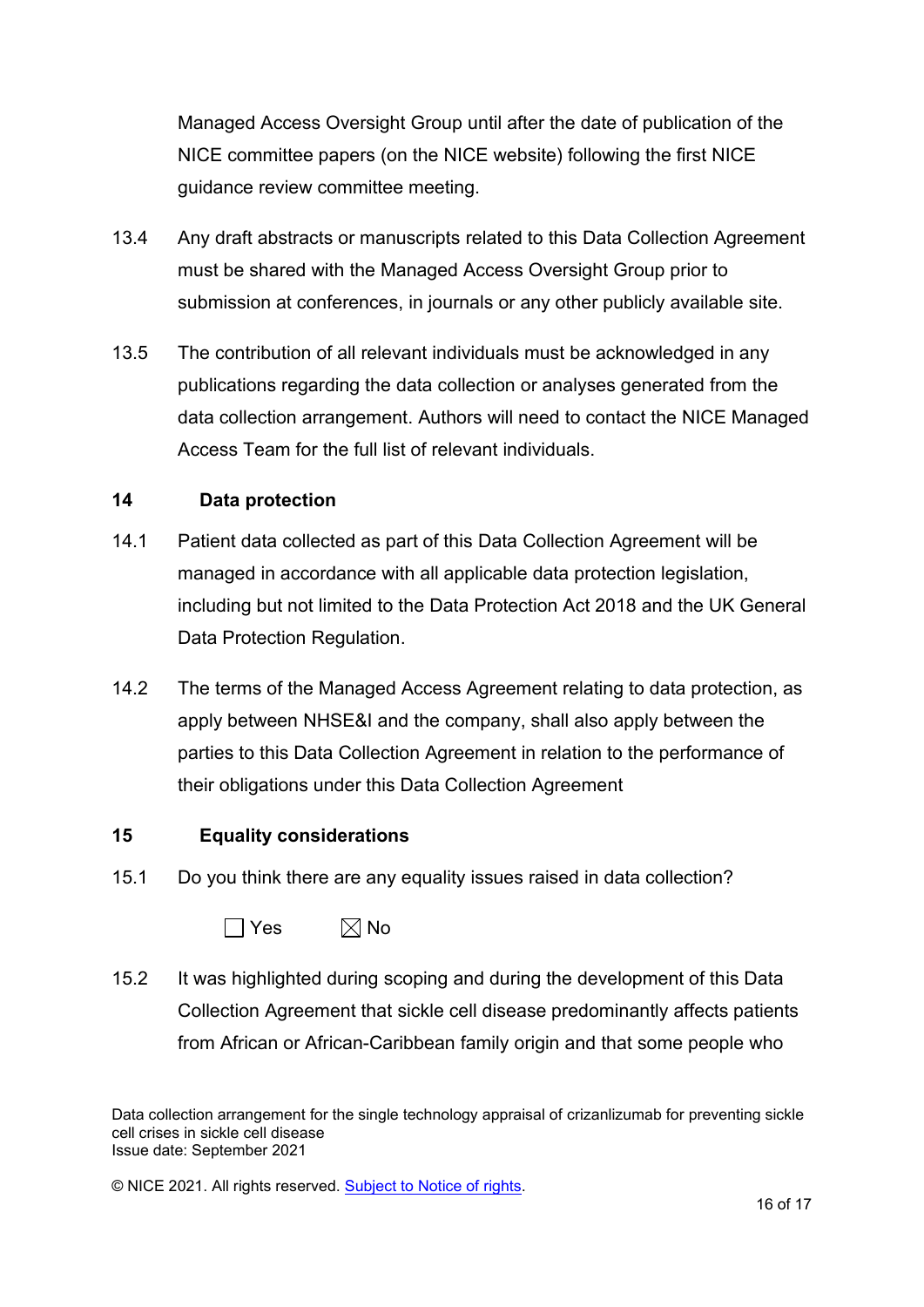Managed Access Oversight Group until after the date of publication of the NICE committee papers (on the NICE website) following the first NICE guidance review committee meeting.

13.4 Any draft abstracts or manuscripts related to this Data Collection Agreement must be shared with the Managed Access Oversight Group prior to submission at conferences, in journals or any other publicly available site.

13.5 The contribution of all relevant individuals must be acknowledged in any publications regarding the data collection or analyses generated from the data collection arrangement. Authors will need to contact the NICE Managed Access Team for the full list of relevant individuals.

## 14 Data protection

14.1 Patient data collected as part of this Data Collection Agreement will be managed in accordance with all applicable data protection legislation, including but not limited to the Data Protection Act 2018 and the UK General Data Protection Regulation.

14.2 The terms of the Managed Access Agreement relating to data protection, as apply between NHSE&I and the company, shall also apply between the parties to this Data Collection Agreement in relation to the performance of their obligations under this Data Collection Agreement

## 15 Equality considerations

15.1 Do you think there are any equality issues raised in data collection?

☐ Yes ☒ No

15.2 It was highlighted during scoping and during the development of this Data Collection Agreement that sickle cell disease predominantly affects patients from African or African-Caribbean family origin and that some people who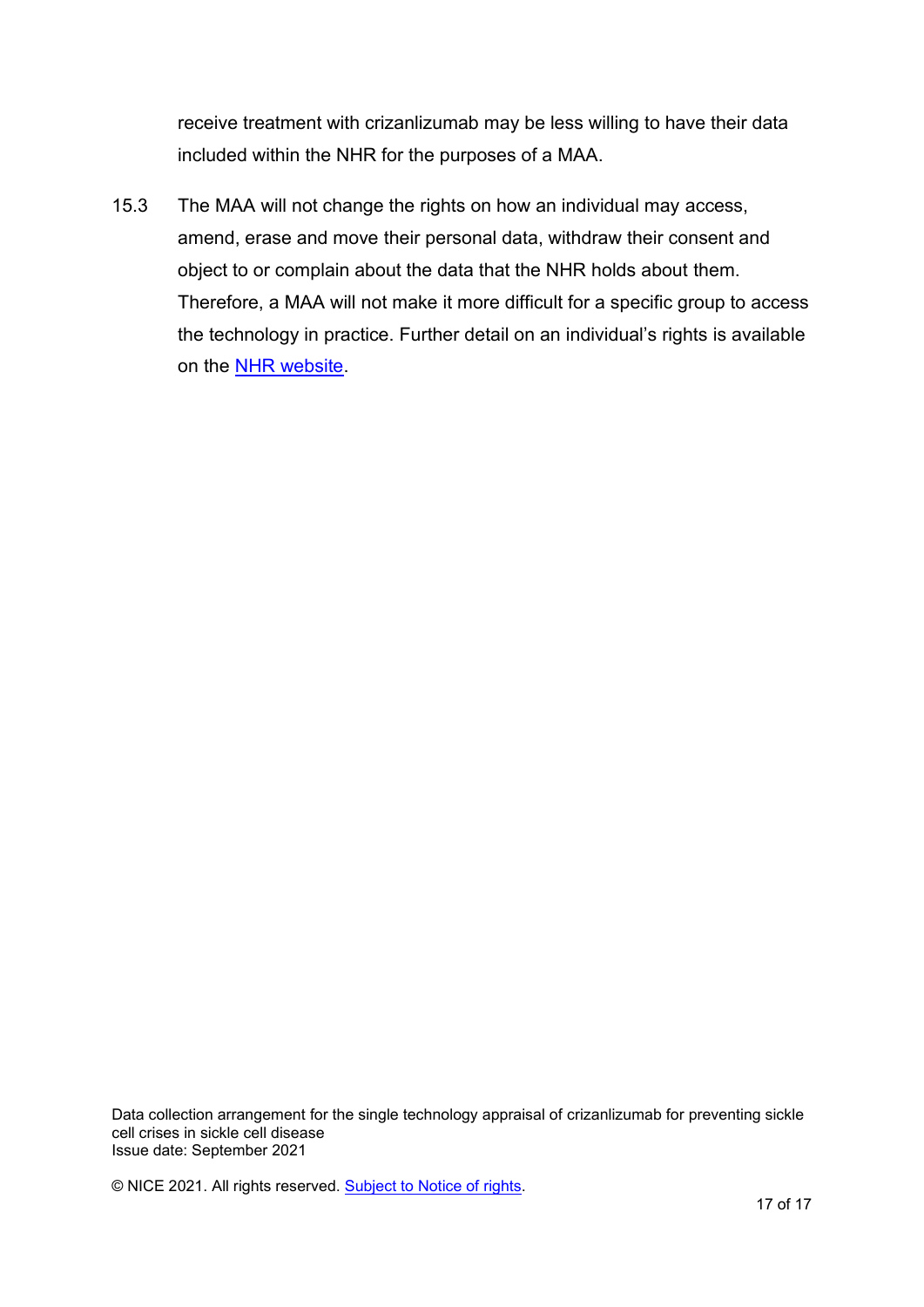receive treatment with crizanlizumab may be less willing to have their data included within the NHR for the purposes of a MAA.

15.3 The MAA will not change the rights on how an individual may access, amend, erase and move their personal data, withdraw their consent and object to or complain about the data that the NHR holds about them. Therefore, a MAA will not make it more difficult for a specific group to access the technology in practice. Further detail on an individual's rights is available on the [NHR website](NHR website).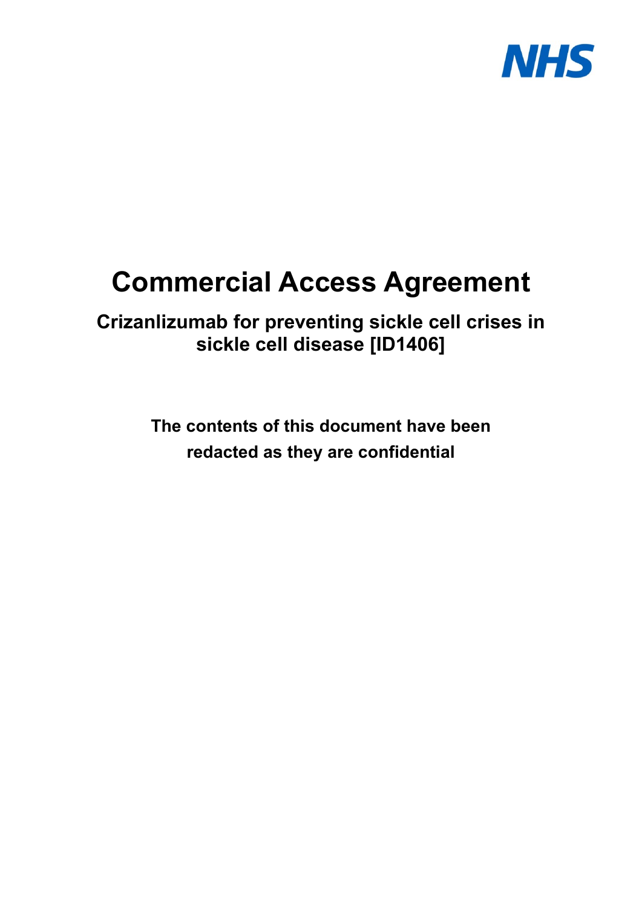NHS

# Commercial Access Agreement

## Crizanlizumab for preventing sickle cell crises in sickle cell disease [ID1406]

**The contents of this document have been redacted as they are confidential**